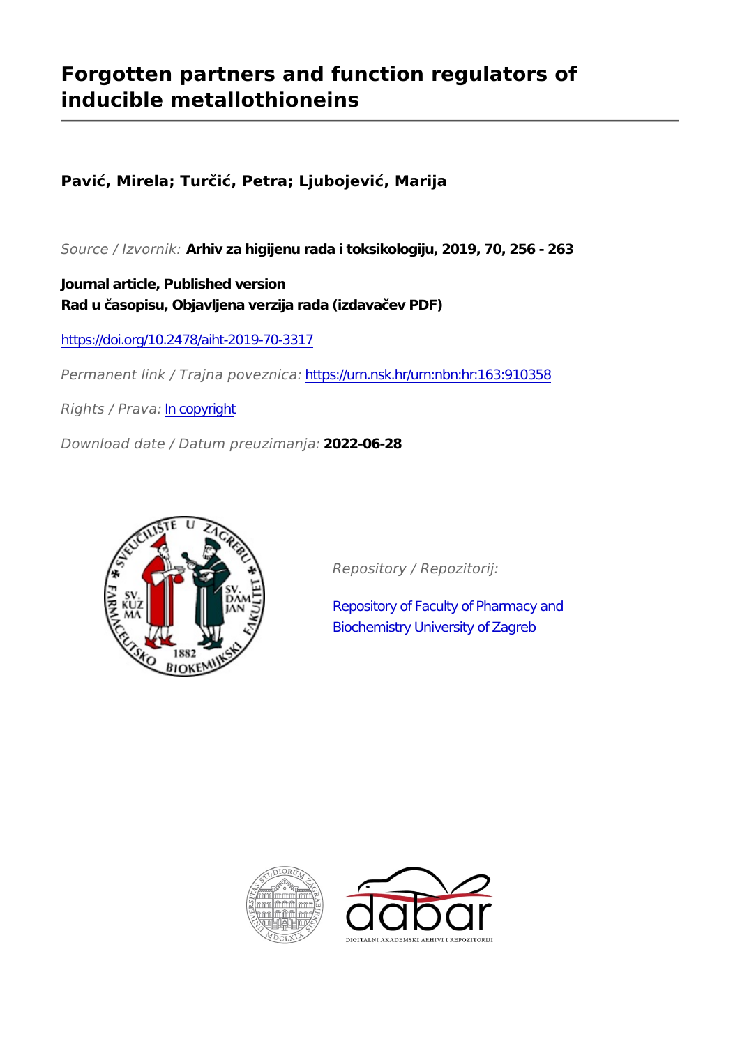# Forgotten partners and function regulators of inducible metallothioneins

**Pavić, Mirela; Turčić, Petra; Ljubojević, Marija**

*Source / Izvornik:* **Arhiv za higijenu rada i toksikologiju, 2019, 70, 256 - 263**

**Journal article, Published version**
**Rad u časopisu, Objavljena verzija rada (izdavačev PDF)**

https://doi.org/10.2478/aiht-2019-70-3317

*Permanent link / Trajna poveznica:* https://urn.nsk.hr/urn:nbn:hr:163:910358

*Rights / Prava:* In copyright

*Download date / Datum preuzimanja:* **2022-06-28**

*Repository / Repozitorij:*

Repository of Faculty of Pharmacy and Biochemistry University of Zagreb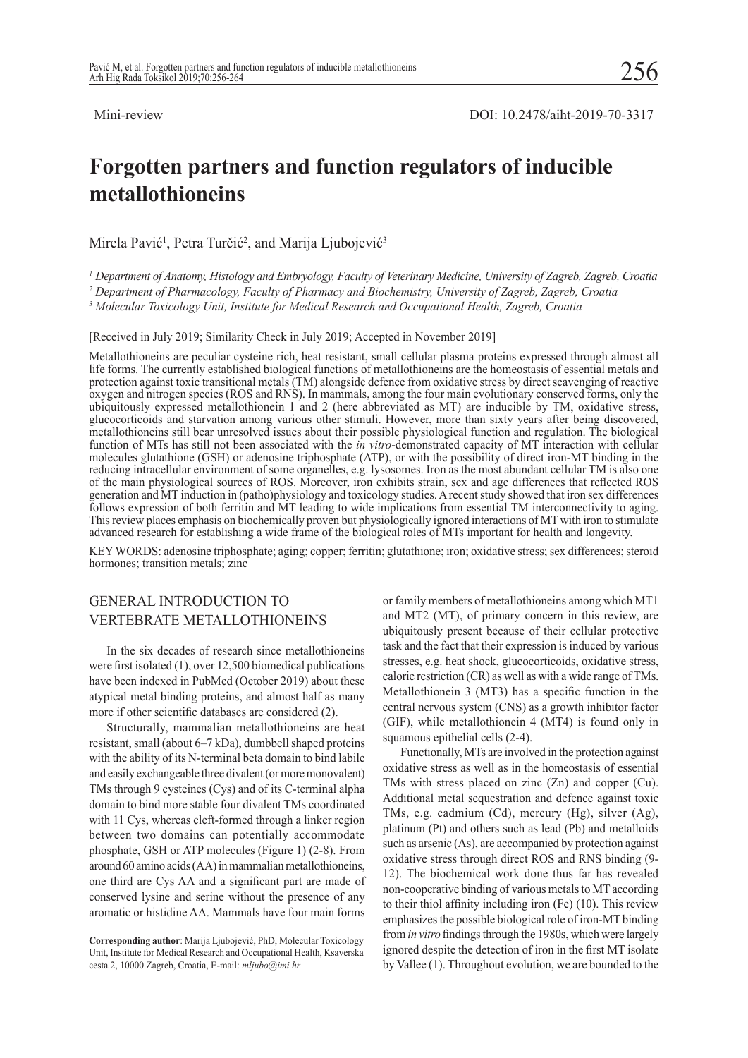Mini-review

DOI: 10.2478/aiht-2019-70-3317

# Forgotten partners and function regulators of inducible metallothioneins

Mirela Pavić[1], Petra Turčić[2], and Marija Ljubojević[3]

[1] *Department of Anatomy, Histology and Embryology, Faculty of Veterinary Medicine, University of Zagreb, Zagreb, Croatia*

[2] *Department of Pharmacology, Faculty of Pharmacy and Biochemistry, University of Zagreb, Zagreb, Croatia*

[3] *Molecular Toxicology Unit, Institute for Medical Research and Occupational Health, Zagreb, Croatia*

[Received in July 2019; Similarity Check in July 2019; Accepted in November 2019]

Metallothioneins are peculiar cysteine rich, heat resistant, small cellular plasma proteins expressed through almost all life forms. The currently established biological functions of metallothioneins are the homeostasis of essential metals and protection against toxic transitional metals (TM) alongside defence from oxidative stress by direct scavenging of reactive oxygen and nitrogen species (ROS and RNS). In mammals, among the four main evolutionary conserved forms, only the ubiquitously expressed metallothionein 1 and 2 (here abbreviated as MT) are inducible by TM, oxidative stress, glucocorticoids and starvation among various other stimuli. However, more than sixty years after being discovered, metallothioneins still bear unresolved issues about their possible physiological function and regulation. The biological function of MTs has still not been associated with the *in vitro*-demonstrated capacity of MT interaction with cellular molecules glutathione (GSH) or adenosine triphosphate (ATP), or with the possibility of direct iron-MT binding in the reducing intracellular environment of some organelles, e.g. lysosomes. Iron as the most abundant cellular TM is also one of the main physiological sources of ROS. Moreover, iron exhibits strain, sex and age differences that reflected ROS generation and MT induction in (patho)physiology and toxicology studies. A recent study showed that iron sex differences follows expression of both ferritin and MT leading to wide implications from essential TM interconnectivity to aging. This review places emphasis on biochemically proven but physiologically ignored interactions of MT with iron to stimulate advanced research for establishing a wide frame of the biological roles of MTs important for health and longevity.

KEY WORDS: adenosine triphosphate; aging; copper; ferritin; glutathione; iron; oxidative stress; sex differences; steroid hormones; transition metals; zinc

## GENERAL INTRODUCTION TO VERTEBRATE METALLOTHIONEINS

In the six decades of research since metallothioneins were first isolated (1), over 12,500 biomedical publications have been indexed in PubMed (October 2019) about these atypical metal binding proteins, and almost half as many more if other scientific databases are considered (2).

Structurally, mammalian metallothioneins are heat resistant, small (about 6–7 kDa), dumbbell shaped proteins with the ability of its N-terminal beta domain to bind labile and easily exchangeable three divalent (or more monovalent) TMs through 9 cysteines (Cys) and of its C-terminal alpha domain to bind more stable four divalent TMs coordinated with 11 Cys, whereas cleft-formed through a linker region between two domains can potentially accommodate phosphate, GSH or ATP molecules (Figure 1) (2-8). From around 60 amino acids (AA) in mammalian metallothioneins, one third are Cys AA and a significant part are made of conserved lysine and serine without the presence of any aromatic or histidine AA. Mammals have four main forms or family members of metallothioneins among which MT1 and MT2 (MT), of primary concern in this review, are ubiquitously present because of their cellular protective task and the fact that their expression is induced by various stresses, e.g. heat shock, glucocorticoids, oxidative stress, calorie restriction (CR) as well as with a wide range of TMs. Metallothionein 3 (MT3) has a specific function in the central nervous system (CNS) as a growth inhibitor factor (GIF), while metallothionein 4 (MT4) is found only in squamous epithelial cells (2-4).

Functionally, MTs are involved in the protection against oxidative stress as well as in the homeostasis of essential TMs with stress placed on zinc (Zn) and copper (Cu). Additional metal sequestration and defence against toxic TMs, e.g. cadmium (Cd), mercury (Hg), silver (Ag), platinum (Pt) and others such as lead (Pb) and metalloids such as arsenic (As), are accompanied by protection against oxidative stress through direct ROS and RNS binding (9-12). The biochemical work done thus far has revealed non-cooperative binding of various metals to MT according to their thiol affinity including iron (Fe) (10). This review emphasizes the possible biological role of iron-MT binding from *in vitro* findings through the 1980s, which were largely ignored despite the detection of iron in the first MT isolate by Vallee (1). Throughout evolution, we are bounded to the

**Corresponding author**: Marija Ljubojević, PhD, Molecular Toxicology Unit, Institute for Medical Research and Occupational Health, Ksaverska cesta 2, 10000 Zagreb, Croatia, E-mail: *mljubo@imi.hr*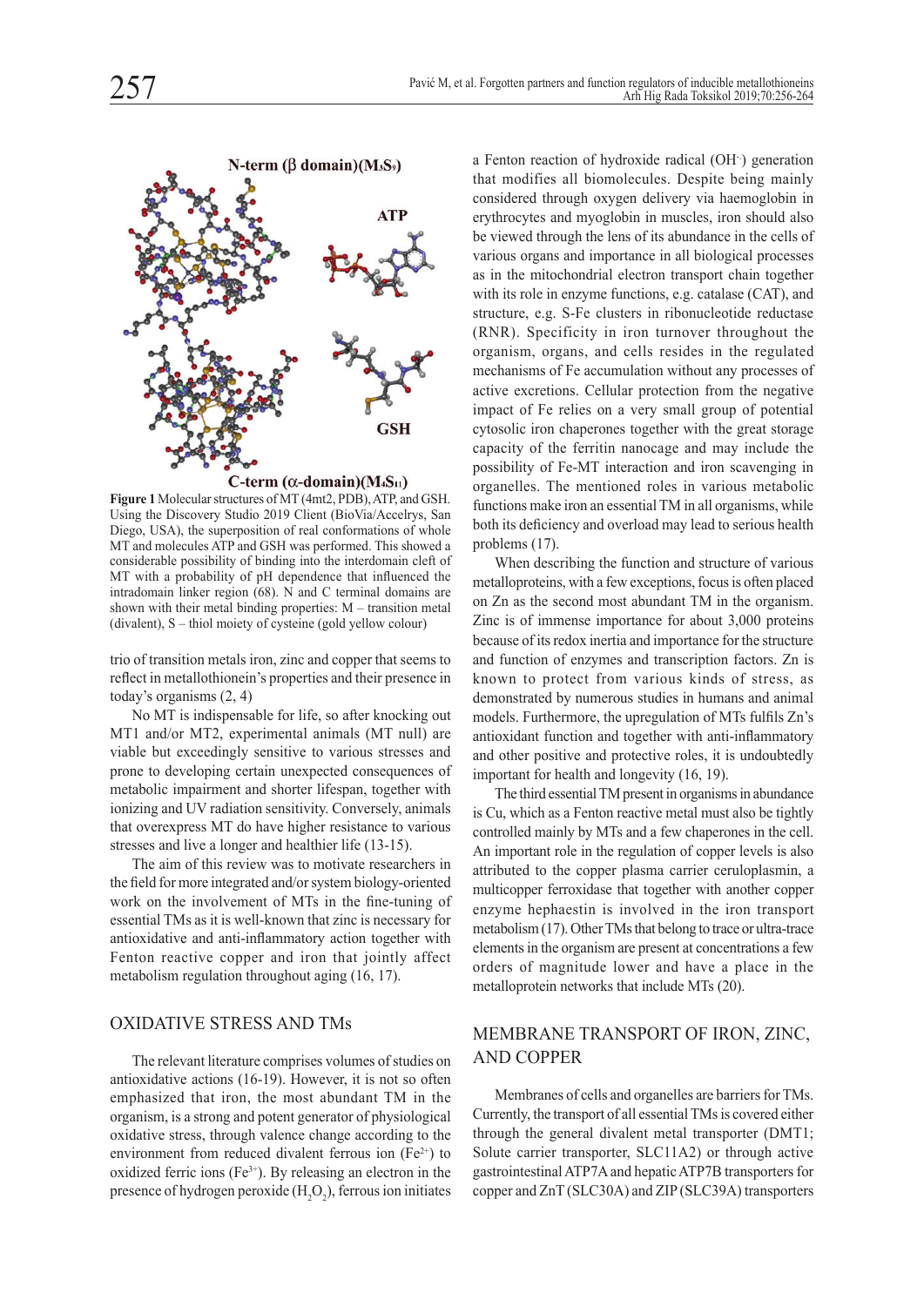N-term (β domain)($M_3S_9$)

ATP

GSH

C-term (α-domain)($M_4S_{11}$)

**Figure 1** Molecular structures of MT (4mt2, PDB), ATP, and GSH. Using the Discovery Studio 2019 Client (BioVia/Accelrys, San Diego, USA), the superposition of real conformations of whole MT and molecules ATP and GSH was performed. This showed a considerable possibility of binding into the interdomain cleft of MT with a probability of pH dependence that influenced the intradomain linker region (68). N and C terminal domains are shown with their metal binding properties: M – transition metal (divalent), S – thiol moiety of cysteine (gold yellow colour)

trio of transition metals iron, zinc and copper that seems to reflect in metallothionein's properties and their presence in today's organisms (2, 4)

No MT is indispensable for life, so after knocking out MT1 and/or MT2, experimental animals (MT null) are viable but exceedingly sensitive to various stresses and prone to developing certain unexpected consequences of metabolic impairment and shorter lifespan, together with ionizing and UV radiation sensitivity. Conversely, animals that overexpress MT do have higher resistance to various stresses and live a longer and healthier life (13-15).

The aim of this review was to motivate researchers in the field for more integrated and/or system biology-oriented work on the involvement of MTs in the fine-tuning of essential TMs as it is well-known that zinc is necessary for antioxidative and anti-inflammatory action together with Fenton reactive copper and iron that jointly affect metabolism regulation throughout aging (16, 17).

## OXIDATIVE STRESS AND TMs

The relevant literature comprises volumes of studies on antioxidative actions (16-19). However, it is not so often emphasized that iron, the most abundant TM in the organism, is a strong and potent generator of physiological oxidative stress, through valence change according to the environment from reduced divalent ferrous ion ($Fe^{2+}$) to oxidized ferric ions ($Fe^{3+}$). By releasing an electron in the presence of hydrogen peroxide ($H_2O_2$), ferrous ion initiates a Fenton reaction of hydroxide radical ($OH^-$) generation that modifies all biomolecules. Despite being mainly considered through oxygen delivery via haemoglobin in erythrocytes and myoglobin in muscles, iron should also be viewed through the lens of its abundance in the cells of various organs and importance in all biological processes as in the mitochondrial electron transport chain together with its role in enzyme functions, e.g. catalase (CAT), and structure, e.g. S-Fe clusters in ribonucleotide reductase (RNR). Specificity in iron turnover throughout the organism, organs, and cells resides in the regulated mechanisms of Fe accumulation without any processes of active excretions. Cellular protection from the negative impact of Fe relies on a very small group of potential cytosolic iron chaperones together with the great storage capacity of the ferritin nanocage and may include the possibility of Fe-MT interaction and iron scavenging in organelles. The mentioned roles in various metabolic functions make iron an essential TM in all organisms, while both its deficiency and overload may lead to serious health problems (17).

When describing the function and structure of various metalloproteins, with a few exceptions, focus is often placed on Zn as the second most abundant TM in the organism. Zinc is of immense importance for about 3,000 proteins because of its redox inertia and importance for the structure and function of enzymes and transcription factors. Zn is known to protect from various kinds of stress, as demonstrated by numerous studies in humans and animal models. Furthermore, the upregulation of MTs fulfils Zn's antioxidant function and together with anti-inflammatory and other positive and protective roles, it is undoubtedly important for health and longevity (16, 19).

The third essential TM present in organisms in abundance is Cu, which as a Fenton reactive metal must also be tightly controlled mainly by MTs and a few chaperones in the cell. An important role in the regulation of copper levels is also attributed to the copper plasma carrier ceruloplasmin, a multicopper ferroxidase that together with another copper enzyme hephaestin is involved in the iron transport metabolism (17). Other TMs that belong to trace or ultra-trace elements in the organism are present at concentrations a few orders of magnitude lower and have a place in the metalloprotein networks that include MTs (20).

## MEMBRANE TRANSPORT OF IRON, ZINC, AND COPPER

Membranes of cells and organelles are barriers for TMs. Currently, the transport of all essential TMs is covered either through the general divalent metal transporter (DMT1; Solute carrier transporter, SLC11A2) or through active gastrointestinal ATP7A and hepatic ATP7B transporters for copper and ZnT (SLC30A) and ZIP (SLC39A) transporters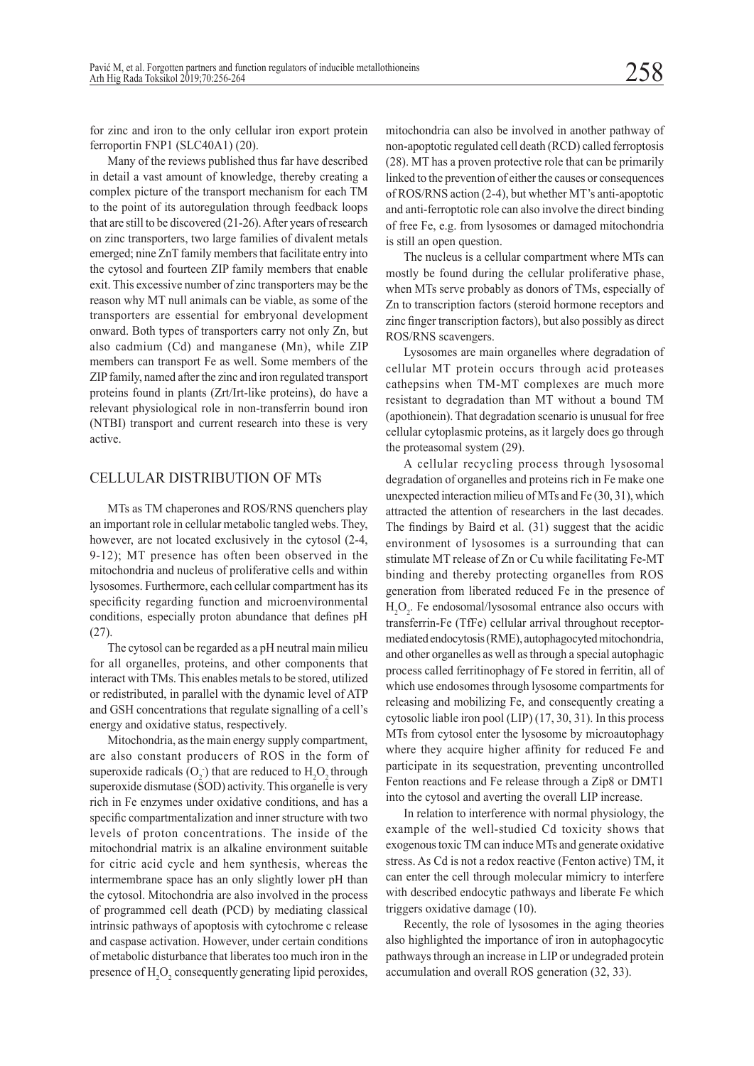for zinc and iron to the only cellular iron export protein ferroportin FNP1 (SLC40A1) (20).

Many of the reviews published thus far have described in detail a vast amount of knowledge, thereby creating a complex picture of the transport mechanism for each TM to the point of its autoregulation through feedback loops that are still to be discovered (21-26). After years of research on zinc transporters, two large families of divalent metals emerged; nine ZnT family members that facilitate entry into the cytosol and fourteen ZIP family members that enable exit. This excessive number of zinc transporters may be the reason why MT null animals can be viable, as some of the transporters are essential for embryonal development onward. Both types of transporters carry not only Zn, but also cadmium (Cd) and manganese (Mn), while ZIP members can transport Fe as well. Some members of the ZIP family, named after the zinc and iron regulated transport proteins found in plants (Zrt/Irt-like proteins), do have a relevant physiological role in non-transferrin bound iron (NTBI) transport and current research into these is very active.

## CELLULAR DISTRIBUTION OF MTs

MTs as TM chaperones and ROS/RNS quenchers play an important role in cellular metabolic tangled webs. They, however, are not located exclusively in the cytosol (2-4, 9-12); MT presence has often been observed in the mitochondria and nucleus of proliferative cells and within lysosomes. Furthermore, each cellular compartment has its specificity regarding function and microenvironmental conditions, especially proton abundance that defines pH (27).

The cytosol can be regarded as a pH neutral main milieu for all organelles, proteins, and other components that interact with TMs. This enables metals to be stored, utilized or redistributed, in parallel with the dynamic level of ATP and GSH concentrations that regulate signalling of a cell's energy and oxidative status, respectively.

Mitochondria, as the main energy supply compartment, are also constant producers of ROS in the form of superoxide radicals ($O_2^-$) that are reduced to $H_2O_2$ through superoxide dismutase (SOD) activity. This organelle is very rich in Fe enzymes under oxidative conditions, and has a specific compartmentalization and inner structure with two levels of proton concentrations. The inside of the mitochondrial matrix is an alkaline environment suitable for citric acid cycle and hem synthesis, whereas the intermembrane space has an only slightly lower pH than the cytosol. Mitochondria are also involved in the process of programmed cell death (PCD) by mediating classical intrinsic pathways of apoptosis with cytochrome c release and caspase activation. However, under certain conditions of metabolic disturbance that liberates too much iron in the presence of $H_2O_2$ consequently generating lipid peroxides, mitochondria can also be involved in another pathway of non-apoptotic regulated cell death (RCD) called ferroptosis (28). MT has a proven protective role that can be primarily linked to the prevention of either the causes or consequences of ROS/RNS action (2-4), but whether MT's anti-apoptotic and anti-ferroptotic role can also involve the direct binding of free Fe, e.g. from lysosomes or damaged mitochondria is still an open question.

The nucleus is a cellular compartment where MTs can mostly be found during the cellular proliferative phase, when MTs serve probably as donors of TMs, especially of Zn to transcription factors (steroid hormone receptors and zinc finger transcription factors), but also possibly as direct ROS/RNS scavengers.

Lysosomes are main organelles where degradation of cellular MT protein occurs through acid proteases cathepsins when TM-MT complexes are much more resistant to degradation than MT without a bound TM (apothionein). That degradation scenario is unusual for free cellular cytoplasmic proteins, as it largely does go through the proteasomal system (29).

A cellular recycling process through lysosomal degradation of organelles and proteins rich in Fe make one unexpected interaction milieu of MTs and Fe (30, 31), which attracted the attention of researchers in the last decades. The findings by Baird et al. (31) suggest that the acidic environment of lysosomes is a surrounding that can stimulate MT release of Zn or Cu while facilitating Fe-MT binding and thereby protecting organelles from ROS generation from liberated reduced Fe in the presence of $H_2O_2$. Fe endosomal/lysosomal entrance also occurs with transferrin-Fe (TfFe) cellular arrival through receptor-mediated endocytosis (RME), autophagocyted mitochondria, and other organelles as well as through a special autophagic process called ferritinophagy of Fe stored in ferritin, all of which use endosomes through lysosome compartments for releasing and mobilizing Fe, and consequently creating a cytosolic liable iron pool (LIP) (17, 30, 31). In this process MTs from cytosol enter the lysosome by microautophagy where they acquire higher affinity for reduced Fe and participate in its sequestration, preventing uncontrolled Fenton reactions and Fe release through a Zip8 or DMT1 into the cytosol and averting the overall LIP increase.

In relation to interference with normal physiology, the example of the well-studied Cd toxicity shows that exogenous toxic TM can induce MTs and generate oxidative stress. As Cd is not a redox reactive (Fenton active) TM, it can enter the cell through molecular mimicry to interfere with described endocytic pathways and liberate Fe which triggers oxidative damage (10).

Recently, the role of lysosomes in the aging theories also highlighted the importance of iron in autophagocytic pathways through an increase in LIP or undegraded protein accumulation and overall ROS generation (32, 33).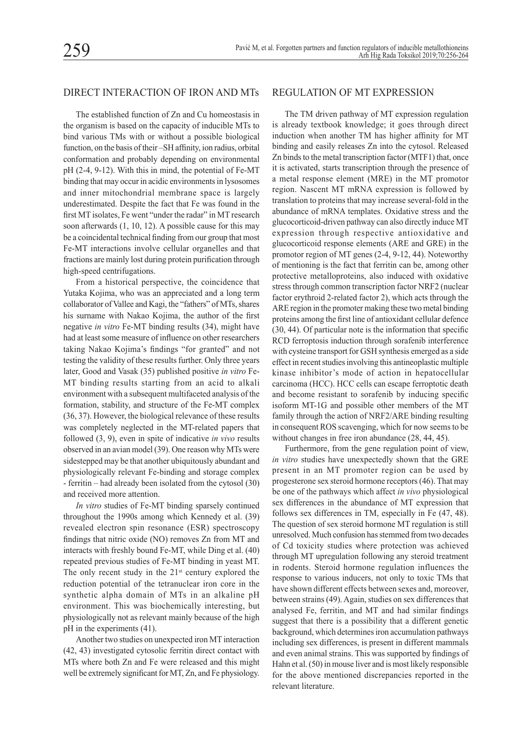## DIRECT INTERACTION OF IRON AND MTs

The established function of Zn and Cu homeostasis in the organism is based on the capacity of inducible MTs to bind various TMs with or without a possible biological function, on the basis of their –SH affinity, ion radius, orbital conformation and probably depending on environmental pH (2-4, 9-12). With this in mind, the potential of Fe-MT binding that may occur in acidic environments in lysosomes and inner mitochondrial membrane space is largely underestimated. Despite the fact that Fe was found in the first MT isolates, Fe went "under the radar" in MT research soon afterwards (1, 10, 12). A possible cause for this may be a coincidental technical finding from our group that most Fe-MT interactions involve cellular organelles and that fractions are mainly lost during protein purification through high-speed centrifugations.

From a historical perspective, the coincidence that Yutaka Kojima, who was an appreciated and a long term collaborator of Vallee and Kagi, the "fathers" of MTs, shares his surname with Nakao Kojima, the author of the first negative *in vitro* Fe-MT binding results (34), might have had at least some measure of influence on other researchers taking Nakao Kojima's findings "for granted" and not testing the validity of these results further. Only three years later, Good and Vasak (35) published positive *in vitro* Fe-MT binding results starting from an acid to alkali environment with a subsequent multifaceted analysis of the formation, stability, and structure of the Fe-MT complex (36, 37). However, the biological relevance of these results was completely neglected in the MT-related papers that followed (3, 9), even in spite of indicative *in vivo* results observed in an avian model (39). One reason why MTs were sidestepped may be that another ubiquitously abundant and physiologically relevant Fe-binding and storage complex - ferritin – had already been isolated from the cytosol (30) and received more attention.

*In vitro* studies of Fe-MT binding sparsely continued throughout the 1990s among which Kennedy et al. (39) revealed electron spin resonance (ESR) spectroscopy findings that nitric oxide (NO) removes Zn from MT and interacts with freshly bound Fe-MT, while Ding et al. (40) repeated previous studies of Fe-MT binding in yeast MT. The only recent study in the 21st century explored the reduction potential of the tetranuclear iron core in the synthetic alpha domain of MTs in an alkaline pH environment. This was biochemically interesting, but physiologically not as relevant mainly because of the high pH in the experiments (41).

Another two studies on unexpected iron MT interaction (42, 43) investigated cytosolic ferritin direct contact with MTs where both Zn and Fe were released and this might well be extremely significant for MT, Zn, and Fe physiology.

## REGULATION OF MT EXPRESSION

The TM driven pathway of MT expression regulation is already textbook knowledge; it goes through direct induction when another TM has higher affinity for MT binding and easily releases Zn into the cytosol. Released Zn binds to the metal transcription factor (MTF1) that, once it is activated, starts transcription through the presence of a metal response element (MRE) in the MT promotor region. Nascent MT mRNA expression is followed by translation to proteins that may increase several-fold in the abundance of mRNA templates. Oxidative stress and the glucocorticoid-driven pathway can also directly induce MT expression through respective antioxidative and glucocorticoid response elements (ARE and GRE) in the promotor region of MT genes (2-4, 9-12, 44). Noteworthy of mentioning is the fact that ferritin can be, among other protective metalloproteins, also induced with oxidative stress through common transcription factor NRF2 (nuclear factor erythroid 2-related factor 2), which acts through the ARE region in the promoter making these two metal binding proteins among the first line of antioxidant cellular defence (30, 44). Of particular note is the information that specific RCD ferroptosis induction through sorafenib interference with cysteine transport for GSH synthesis emerged as a side effect in recent studies involving this antineoplastic multiple kinase inhibitor's mode of action in hepatocellular carcinoma (HCC). HCC cells can escape ferroptotic death and become resistant to sorafenib by inducing specific isoform MT-1G and possible other members of the MT family through the action of NRF2/ARE binding resulting in consequent ROS scavenging, which for now seems to be without changes in free iron abundance (28, 44, 45).

Furthermore, from the gene regulation point of view, *in vitro* studies have unexpectedly shown that the GRE present in an MT promoter region can be used by progesterone sex steroid hormone receptors (46). That may be one of the pathways which affect *in vivo* physiological sex differences in the abundance of MT expression that follows sex differences in TM, especially in Fe (47, 48). The question of sex steroid hormone MT regulation is still unresolved. Much confusion has stemmed from two decades of Cd toxicity studies where protection was achieved through MT upregulation following any steroid treatment in rodents. Steroid hormone regulation influences the response to various inducers, not only to toxic TMs that have shown different effects between sexes and, moreover, between strains (49). Again, studies on sex differences that analysed Fe, ferritin, and MT and had similar findings suggest that there is a possibility that a different genetic background, which determines iron accumulation pathways including sex differences, is present in different mammals and even animal strains. This was supported by findings of Hahn et al. (50) in mouse liver and is most likely responsible for the above mentioned discrepancies reported in the relevant literature.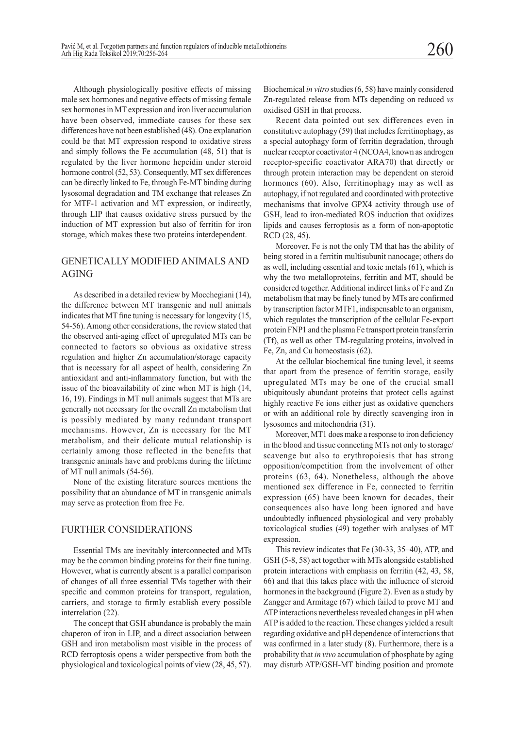Although physiologically positive effects of missing male sex hormones and negative effects of missing female sex hormones in MT expression and iron liver accumulation have been observed, immediate causes for these sex differences have not been established (48). One explanation could be that MT expression respond to oxidative stress and simply follows the Fe accumulation (48, 51) that is regulated by the liver hormone hepcidin under steroid hormone control (52, 53). Consequently, MT sex differences can be directly linked to Fe, through Fe-MT binding during lysosomal degradation and TM exchange that releases Zn for MTF-1 activation and MT expression, or indirectly, through LIP that causes oxidative stress pursued by the induction of MT expression but also of ferritin for iron storage, which makes these two proteins interdependent.

## GENETICALLY MODIFIED ANIMALS AND AGING

As described in a detailed review by Mocchegiani (14), the difference between MT transgenic and null animals indicates that MT fine tuning is necessary for longevity (15, 54-56). Among other considerations, the review stated that the observed anti-aging effect of upregulated MTs can be connected to factors so obvious as oxidative stress regulation and higher Zn accumulation/storage capacity that is necessary for all aspect of health, considering Zn antioxidant and anti-inflammatory function, but with the issue of the bioavailability of zinc when MT is high (14, 16, 19). Findings in MT null animals suggest that MTs are generally not necessary for the overall Zn metabolism that is possibly mediated by many redundant transport mechanisms. However, Zn is necessary for the MT metabolism, and their delicate mutual relationship is certainly among those reflected in the benefits that transgenic animals have and problems during the lifetime of MT null animals (54-56).

None of the existing literature sources mentions the possibility that an abundance of MT in transgenic animals may serve as protection from free Fe.

## FURTHER CONSIDERATIONS

Essential TMs are inevitably interconnected and MTs may be the common binding proteins for their fine tuning. However, what is currently absent is a parallel comparison of changes of all three essential TMs together with their specific and common proteins for transport, regulation, carriers, and storage to firmly establish every possible interrelation (22).

The concept that GSH abundance is probably the main chaperon of iron in LIP, and a direct association between GSH and iron metabolism most visible in the process of RCD ferroptosis opens a wider perspective from both the physiological and toxicological points of view (28, 45, 57). Biochemical *in vitro* studies (6, 58) have mainly considered Zn-regulated release from MTs depending on reduced *vs* oxidised GSH in that process.

Recent data pointed out sex differences even in constitutive autophagy (59) that includes ferritinophagy, as a special autophagy form of ferritin degradation, through nuclear receptor coactivator 4 (NCOA4, known as androgen receptor-specific coactivator ARA70) that directly or through protein interaction may be dependent on steroid hormones (60). Also, ferritinophagy may as well as autophagy, if not regulated and coordinated with protective mechanisms that involve GPX4 activity through use of GSH, lead to iron-mediated ROS induction that oxidizes lipids and causes ferroptosis as a form of non-apoptotic RCD (28, 45).

Moreover, Fe is not the only TM that has the ability of being stored in a ferritin multisubunit nanocage; others do as well, including essential and toxic metals (61), which is why the two metalloproteins, ferritin and MT, should be considered together. Additional indirect links of Fe and Zn metabolism that may be finely tuned by MTs are confirmed by transcription factor MTF1, indispensable to an organism, which regulates the transcription of the cellular Fe-export protein FNP1 and the plasma Fe transport protein transferrin (Tf), as well as other TM-regulating proteins, involved in Fe, Zn, and Cu homeostasis (62).

At the cellular biochemical fine tuning level, it seems that apart from the presence of ferritin storage, easily upregulated MTs may be one of the crucial small ubiquitously abundant proteins that protect cells against highly reactive Fe ions either just as oxidative quenchers or with an additional role by directly scavenging iron in lysosomes and mitochondria (31).

Moreover, MT1 does make a response to iron deficiency in the blood and tissue connecting MTs not only to storage/scavenge but also to erythropoiesis that has strong opposition/competition from the involvement of other proteins (63, 64). Nonetheless, although the above mentioned sex difference in Fe, connected to ferritin expression (65) have been known for decades, their consequences also have long been ignored and have undoubtedly influenced physiological and very probably toxicological studies (49) together with analyses of MT expression.

This review indicates that Fe (30-33, 35–40), ATP, and GSH (5-8, 58) act together with MTs alongside established protein interactions with emphasis on ferritin (42, 43, 58, 66) and that this takes place with the influence of steroid hormones in the background (Figure 2). Even as a study by Zangger and Armitage (67) which failed to prove MT and ATP interactions nevertheless revealed changes in pH when ATP is added to the reaction. These changes yielded a result regarding oxidative and pH dependence of interactions that was confirmed in a later study (8). Furthermore, there is a probability that *in vivo* accumulation of phosphate by aging may disturb ATP/GSH-MT binding position and promote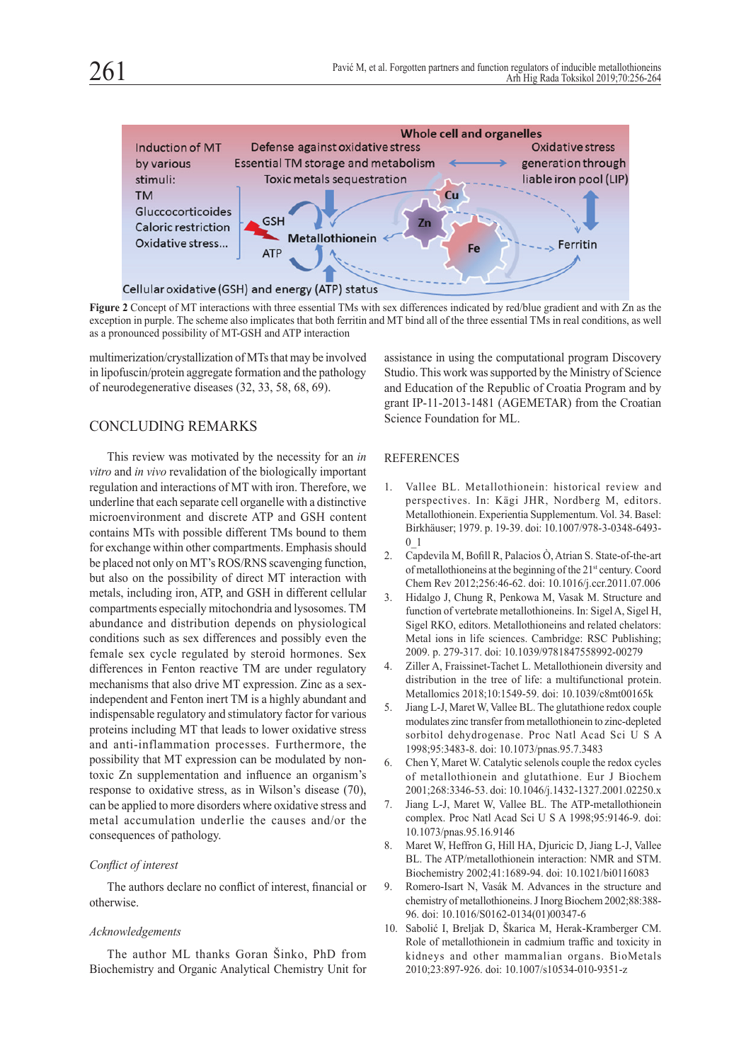**Figure 2** Concept of MT interactions with three essential TMs with sex differences indicated by red/blue gradient and with Zn as the exception in purple. The scheme also implicates that both ferritin and MT bind all of the three essential TMs in real conditions, as well as a pronounced possibility of MT-GSH and ATP interaction

multimerization/crystallization of MTs that may be involved in lipofuscin/protein aggregate formation and the pathology of neurodegenerative diseases (32, 33, 58, 68, 69).

## CONCLUDING REMARKS

This review was motivated by the necessity for an *in vitro* and *in vivo* revalidation of the biologically important regulation and interactions of MT with iron. Therefore, we underline that each separate cell organelle with a distinctive microenvironment and discrete ATP and GSH content contains MTs with possible different TMs bound to them for exchange within other compartments. Emphasis should be placed not only on MT's ROS/RNS scavenging function, but also on the possibility of direct MT interaction with metals, including iron, ATP, and GSH in different cellular compartments especially mitochondria and lysosomes. TM abundance and distribution depends on physiological conditions such as sex differences and possibly even the female sex cycle regulated by steroid hormones. Sex differences in Fenton reactive TM are under regulatory mechanisms that also drive MT expression. Zinc as a sex-independent and Fenton inert TM is a highly abundant and indispensable regulatory and stimulatory factor for various proteins including MT that leads to lower oxidative stress and anti-inflammation processes. Furthermore, the possibility that MT expression can be modulated by non-toxic Zn supplementation and influence an organism's response to oxidative stress, as in Wilson's disease (70), can be applied to more disorders where oxidative stress and metal accumulation underlie the causes and/or the consequences of pathology.

### *Conflict of interest*

The authors declare no conflict of interest, financial or otherwise.

### *Acknowledgements*

The author ML thanks Goran Šinko, PhD from Biochemistry and Organic Analytical Chemistry Unit for assistance in using the computational program Discovery Studio. This work was supported by the Ministry of Science and Education of the Republic of Croatia Program and by grant IP-11-2013-1481 (AGEMETAR) from the Croatian Science Foundation for ML.

## REFERENCES

1. Vallee BL. Metallothionein: historical review and perspectives. In: Kägi JHR, Nordberg M, editors. Metallothionein. Experientia Supplementum. Vol. 34. Basel: Birkhäuser; 1979. p. 19-39. doi: 10.1007/978-3-0348-6493-0_1
2. Capdevila M, Bofill R, Palacios Ò, Atrian S. State-of-the-art of metallothioneins at the beginning of the 21st century. Coord Chem Rev 2012;256:46-62. doi: 10.1016/j.ccr.2011.07.006
3. Hidalgo J, Chung R, Penkowa M, Vasak M. Structure and function of vertebrate metallothioneins. In: Sigel A, Sigel H, Sigel RKO, editors. Metallothioneins and related chelators: Metal ions in life sciences. Cambridge: RSC Publishing; 2009. p. 279-317. doi: 10.1039/9781847558992-00279
4. Ziller A, Fraissinet-Tachet L. Metallothionein diversity and distribution in the tree of life: a multifunctional protein. Metallomics 2018;10:1549-59. doi: 10.1039/c8mt00165k
5. Jiang L-J, Maret W, Vallee BL. The glutathione redox couple modulates zinc transfer from metallothionein to zinc-depleted sorbitol dehydrogenase. Proc Natl Acad Sci U S A 1998;95:3483-8. doi: 10.1073/pnas.95.7.3483
6. Chen Y, Maret W. Catalytic selenols couple the redox cycles of metallothionein and glutathione. Eur J Biochem 2001;268:3346-53. doi: 10.1046/j.1432-1327.2001.02250.x
7. Jiang L-J, Maret W, Vallee BL. The ATP-metallothionein complex. Proc Natl Acad Sci U S A 1998;95:9146-9. doi: 10.1073/pnas.95.16.9146
8. Maret W, Heffron G, Hill HA, Djuricic D, Jiang L-J, Vallee BL. The ATP/metallothionein interaction: NMR and STM. Biochemistry 2002;41:1689-94. doi: 10.1021/bi0116083
9. Romero-Isart N, Vasák M. Advances in the structure and chemistry of metallothioneins. J Inorg Biochem 2002;88:388-96. doi: 10.1016/S0162-0134(01)00347-6
10. Sabolić I, Breljak D, Škarica M, Herak-Kramberger CM. Role of metallothionein in cadmium traffic and toxicity in kidneys and other mammalian organs. BioMetals 2010;23:897-926. doi: 10.1007/s10534-010-9351-z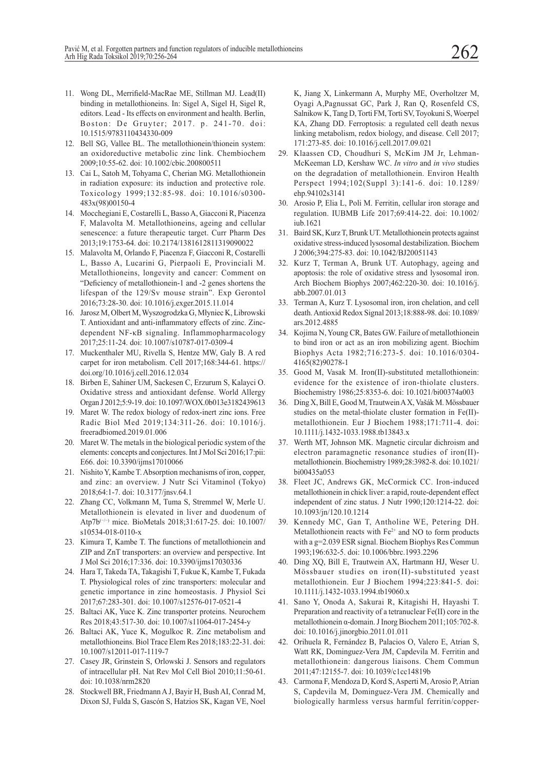11. Wong DL, Merrifield-MacRae ME, Stillman MJ. Lead(II) binding in metallothioneins. In: Sigel A, Sigel H, Sigel R, editors. Lead - Its effects on environment and health. Berlin, Boston: De Gruyter; 2017. p. 241-70. doi: 10.1515/9783110434330-009
12. Bell SG, Vallee BL. The metallothionein/thionein system: an oxidoreductive metabolic zinc link. Chembiochem 2009;10:55-62. doi: 10.1002/cbic.200800511
13. Cai L, Satoh M, Tohyama C, Cherian MG. Metallothionein in radiation exposure: its induction and protective role. Toxicology 1999;132:85-98. doi: 10.1016/s0300-483x(98)00150-4
14. Mocchegiani E, Costarelli L, Basso A, Giacconi R, Piacenza F, Malavolta M. Metallothioneins, ageing and cellular senescence: a future therapeutic target. Curr Pharm Des 2013;19:1753-64. doi: 10.2174/1381612811319090022
15. Malavolta M, Orlando F, Piacenza F, Giacconi R, Costarelli L, Basso A, Lucarini G, Pierpaoli E, Provinciali M. Metallothioneins, longevity and cancer: Comment on "Deficiency of metallothionein-1 and -2 genes shortens the lifespan of the 129/Sv mouse strain". Exp Gerontol 2016;73:28-30. doi: 10.1016/j.exger.2015.11.014
16. Jarosz M, Olbert M, Wyszogrodzka G, Młyniec K, Librowski T. Antioxidant and anti-inflammatory effects of zinc. Zinc-dependent NF-κB signaling. Inflammopharmacology 2017;25:11-24. doi: 10.1007/s10787-017-0309-4
17. Muckenthaler MU, Rivella S, Hentze MW, Galy B. A red carpet for iron metabolism. Cell 2017;168:344-61. https://doi.org/10.1016/j.cell.2016.12.034
18. Birben E, Sahiner UM, Sackesen C, Erzurum S, Kalayci O. Oxidative stress and antioxidant defense. World Allergy Organ J 2012;5:9-19. doi: 10.1097/WOX.0b013e3182439613
19. Maret W. The redox biology of redox-inert zinc ions. Free Radic Biol Med 2019;134:311-26. doi: 10.1016/j.freeradbiomed.2019.01.006
20. Maret W. The metals in the biological periodic system of the elements: concepts and conjectures. Int J Mol Sci 2016;17:pii: E66. doi: 10.3390/ijms17010066
21. Nishito Y, Kambe T. Absorption mechanisms of iron, copper, and zinc: an overview. J Nutr Sci Vitaminol (Tokyo) 2018;64:1-7. doi: 10.3177/jnsv.64.1
22. Zhang CC, Volkmann M, Tuma S, Stremmel W, Merle U. Metallothionein is elevated in liver and duodenum of Atp7b$^{(-/-)}$ mice. BioMetals 2018;31:617-25. doi: 10.1007/s10534-018-0110-x
23. Kimura T, Kambe T. The functions of metallothionein and ZIP and ZnT transporters: an overview and perspective. Int J Mol Sci 2016;17:336. doi: 10.3390/ijms17030336
24. Hara T, Takeda TA, Takagishi T, Fukue K, Kambe T, Fukada T. Physiological roles of zinc transporters: molecular and genetic importance in zinc homeostasis. J Physiol Sci 2017;67:283-301. doi: 10.1007/s12576-017-0521-4
25. Baltaci AK, Yuce K. Zinc transporter proteins. Neurochem Res 2018;43:517-30. doi: 10.1007/s11064-017-2454-y
26. Baltaci AK, Yuce K, Mogulkoc R. Zinc metabolism and metallothioneins. Biol Trace Elem Res 2018;183:22-31. doi: 10.1007/s12011-017-1119-7
27. Casey JR, Grinstein S, Orlowski J. Sensors and regulators of intracellular pH. Nat Rev Mol Cell Biol 2010;11:50-61. doi: 10.1038/nrm2820
28. Stockwell BR, Friedmann Angeli JP, Bayir H, Bush AI, Conrad M, Dixon SJ, Fulda S, Gascón S, Hatzios SK, Kagan VE, Noel K, Jiang X, Linkermann A, Murphy ME, Overholtzer M, Oyagi A, Pagnussat GC, Park J, Ran Q, Rosenfeld CS, Salnikow K, Tang D, Torti FM, Torti SV, Toyokuni S, Woerpel KA, Zhang DD. Ferroptosis: a regulated cell death nexus linking metabolism, redox biology, and disease. Cell 2017;171:273-85. doi: 10.1016/j.cell.2017.09.021
29. Klaassen CD, Choudhuri S, McKim JM Jr, Lehman-McKeeman LD, Kershaw WC. *In vitro* and *in vivo* studies on the degradation of metallothionein. Environ Health Perspect 1994;102(Suppl 3):141-6. doi: 10.1289/ehp.94102s3141
30. Arosio P, Elia L, Poli M. Ferritin, cellular iron storage and regulation. IUBMB Life 2017;69:414-22. doi: 10.1002/iub.1621
31. Baird SK, Kurz T, Brunk UT. Metallothionein protects against oxidative stress-induced lysosomal destabilization. Biochem J 2006;394:275-83. doi: 10.1042/BJ20051143
32. Kurz T, Terman A, Brunk UT. Autophagy, ageing and apoptosis: the role of oxidative stress and lysosomal iron. Arch Biochem Biophys 2007;462:220-30. doi: 10.1016/j.abb.2007.01.013
33. Terman A, Kurz T. Lysosomal iron, iron chelation, and cell death. Antioxid Redox Signal 2013;18:888-98. doi: 10.1089/ars.2012.4885
34. Kojima N, Young CR, Bates GW. Failure of metallothionein to bind iron or act as an iron mobilizing agent. Biochim Biophys Acta 1982;716:273-5. doi: 10.1016/0304-4165(82)90278-1
35. Good M, Vasak M. Iron(II)-substituted metallothionein: evidence for the existence of iron-thiolate clusters. Biochemistry 1986;25:8353-6. doi: 10.1021/bi00374a003
36. Ding X, Bill E, Good M, Trautwein A X, Vašák M. Mössbauer studies on the metal-thiolate cluster formation in Fe(II)-metallothionein. Eur J Biochem 1988;171:711-4. doi: 10.1111/j.1432-1033.1988.tb13843.x
37. Werth MT, Johnson MK. Magnetic circular dichroism and electron paramagnetic resonance studies of iron(II)-metallothionein. Biochemistry 1989;28:3982-8. doi: 10.1021/bi00435a053
38. Fleet JC, Andrews GK, McCormick CC. Iron-induced metallothionein in chick liver: a rapid, route-dependent effect independent of zinc status. J Nutr 1990;120:1214-22. doi: 10.1093/jn/120.10.1214
39. Kennedy MC, Gan T, Antholine WE, Petering DH. Metallothionein reacts with $Fe^{2+}$ and NO to form products with a g=2.039 ESR signal. Biochem Biophys Res Commun 1993;196:632-5. doi: 10.1006/bbrc.1993.2296
40. Ding XQ, Bill E, Trautwein AX, Hartmann HJ, Weser U. Mössbauer studies on iron(II)-substituted yeast metallothionein. Eur J Biochem 1994;223:841-5. doi: 10.1111/j.1432-1033.1994.tb19060.x
41. Sano Y, Onoda A, Sakurai R, Kitagishi H, Hayashi T. Preparation and reactivity of a tetranuclear Fe(II) core in the metallothionein α-domain. J Inorg Biochem 2011;105:702-8. doi: 10.1016/j.jinorgbio.2011.01.011
42. Orihuela R, Fernández B, Palacios O, Valero E, Atrian S, Watt RK, Dominguez-Vera JM, Capdevila M. Ferritin and metallothionein: dangerous liaisons. Chem Commun 2011;47:12155-7. doi: 10.1039/c1cc14819b
43. Carmona F, Mendoza D, Kord S, Asperti M, Arosio P, Atrian S, Capdevila M, Dominguez-Vera JM. Chemically and biologically harmless versus harmful ferritin/copper-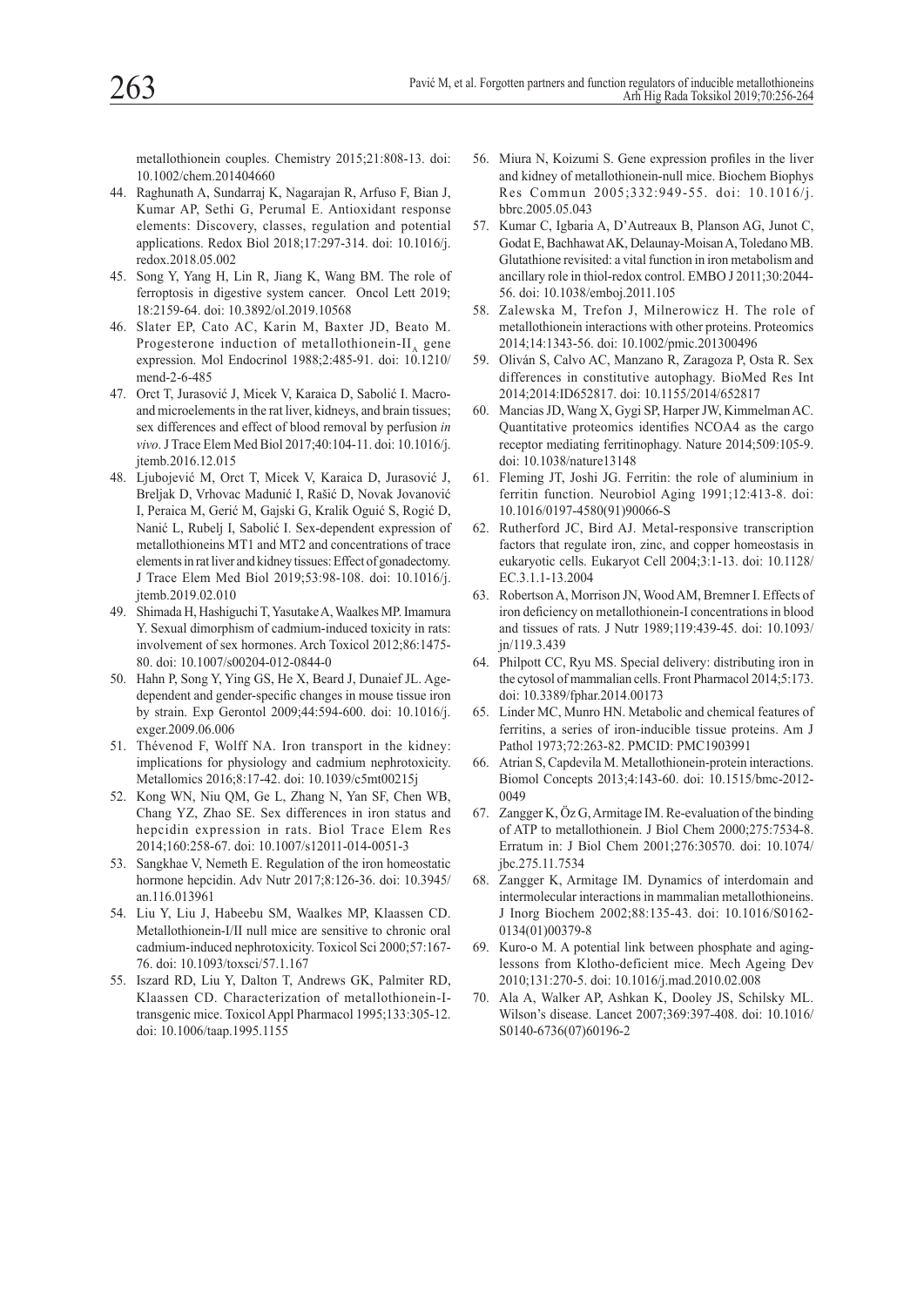metallothionein couples. Chemistry 2015;21:808-13. doi: 10.1002/chem.201404660

44. Raghunath A, Sundarraj K, Nagarajan R, Arfuso F, Bian J, Kumar AP, Sethi G, Perumal E. Antioxidant response elements: Discovery, classes, regulation and potential applications. Redox Biol 2018;17:297-314. doi: 10.1016/j.redox.2018.05.002
45. Song Y, Yang H, Lin R, Jiang K, Wang BM. The role of ferroptosis in digestive system cancer. Oncol Lett 2019; 18:2159-64. doi: 10.3892/ol.2019.10568
46. Slater EP, Cato AC, Karin M, Baxter JD, Beato M. Progesterone induction of metallothionein-II$_A$ gene expression. Mol Endocrinol 1988;2:485-91. doi: 10.1210/mend-2-6-485
47. Orct T, Jurasović J, Micek V, Karaica D, Sabolić I. Macro- and microelements in the rat liver, kidneys, and brain tissues; sex differences and effect of blood removal by perfusion *in vivo*. J Trace Elem Med Biol 2017;40:104-11. doi: 10.1016/j.jtemb.2016.12.015
48. Ljubojević M, Orct T, Micek V, Karaica D, Jurasović J, Breljak D, Vrhovac Madunić I, Rašić D, Novak Jovanović I, Peraica M, Gerić M, Gajski G, Kralik Oguić S, Rogić D, Nanić L, Rubelj I, Sabolić I. Sex-dependent expression of metallothioneins MT1 and MT2 and concentrations of trace elements in rat liver and kidney tissues: Effect of gonadectomy. J Trace Elem Med Biol 2019;53:98-108. doi: 10.1016/j.jtemb.2019.02.010
49. Shimada H, Hashiguchi T, Yasutake A, Waalkes MP. Imamura Y. Sexual dimorphism of cadmium-induced toxicity in rats: involvement of sex hormones. Arch Toxicol 2012;86:1475-80. doi: 10.1007/s00204-012-0844-0
50. Hahn P, Song Y, Ying GS, He X, Beard J, Dunaief JL. Age-dependent and gender-specific changes in mouse tissue iron by strain. Exp Gerontol 2009;44:594-600. doi: 10.1016/j.exger.2009.06.006
51. Thévenod F, Wolff NA. Iron transport in the kidney: implications for physiology and cadmium nephrotoxicity. Metallomics 2016;8:17-42. doi: 10.1039/c5mt00215j
52. Kong WN, Niu QM, Ge L, Zhang N, Yan SF, Chen WB, Chang YZ, Zhao SE. Sex differences in iron status and hepcidin expression in rats. Biol Trace Elem Res 2014;160:258-67. doi: 10.1007/s12011-014-0051-3
53. Sangkhae V, Nemeth E. Regulation of the iron homeostatic hormone hepcidin. Adv Nutr 2017;8:126-36. doi: 10.3945/an.116.013961
54. Liu Y, Liu J, Habeebu SM, Waalkes MP, Klaassen CD. Metallothionein-I/II null mice are sensitive to chronic oral cadmium-induced nephrotoxicity. Toxicol Sci 2000;57:167-76. doi: 10.1093/toxsci/57.1.167
55. Iszard RD, Liu Y, Dalton T, Andrews GK, Palmiter RD, Klaassen CD. Characterization of metallothionein-I-transgenic mice. Toxicol Appl Pharmacol 1995;133:305-12. doi: 10.1006/taap.1995.1155
56. Miura N, Koizumi S. Gene expression profiles in the liver and kidney of metallothionein-null mice. Biochem Biophys Res Commun 2005;332:949-55. doi: 10.1016/j.bbrc.2005.05.043
57. Kumar C, Igbaria A, D'Autreaux B, Planson AG, Junot C, Godat E, Bachhawat AK, Delaunay-Moisan A, Toledano MB. Glutathione revisited: a vital function in iron metabolism and ancillary role in thiol-redox control. EMBO J 2011;30:2044-56. doi: 10.1038/emboj.2011.105
58. Zalewska M, Trefon J, Milnerowicz H. The role of metallothionein interactions with other proteins. Proteomics 2014;14:1343-56. doi: 10.1002/pmic.201300496
59. Oliván S, Calvo AC, Manzano R, Zaragoza P, Osta R. Sex differences in constitutive autophagy. BioMed Res Int 2014;2014:ID652817. doi: 10.1155/2014/652817
60. Mancias JD, Wang X, Gygi SP, Harper JW, Kimmelman AC. Quantitative proteomics identifies NCOA4 as the cargo receptor mediating ferritinophagy. Nature 2014;509:105-9. doi: 10.1038/nature13148
61. Fleming JT, Joshi JG. Ferritin: the role of aluminium in ferritin function. Neurobiol Aging 1991;12:413-8. doi: 10.1016/0197-4580(91)90066-S
62. Rutherford JC, Bird AJ. Metal-responsive transcription factors that regulate iron, zinc, and copper homeostasis in eukaryotic cells. Eukaryot Cell 2004;3:1-13. doi: 10.1128/EC.3.1.1-13.2004
63. Robertson A, Morrison JN, Wood AM, Bremner I. Effects of iron deficiency on metallothionein-I concentrations in blood and tissues of rats. J Nutr 1989;119:439-45. doi: 10.1093/jn/119.3.439
64. Philpott CC, Ryu MS. Special delivery: distributing iron in the cytosol of mammalian cells. Front Pharmacol 2014;5:173. doi: 10.3389/fphar.2014.00173
65. Linder MC, Munro HN. Metabolic and chemical features of ferritins, a series of iron-inducible tissue proteins. Am J Pathol 1973;72:263-82. PMCID: PMC1903991
66. Atrian S, Capdevila M. Metallothionein-protein interactions. Biomol Concepts 2013;4:143-60. doi: 10.1515/bmc-2012-0049
67. Zangger K, Öz G, Armitage IM. Re-evaluation of the binding of ATP to metallothionein. J Biol Chem 2000;275:7534-8. Erratum in: J Biol Chem 2001;276:30570. doi: 10.1074/jbc.275.11.7534
68. Zangger K, Armitage IM. Dynamics of interdomain and intermolecular interactions in mammalian metallothioneins. J Inorg Biochem 2002;88:135-43. doi: 10.1016/S0162-0134(01)00379-8
69. Kuro-o M. A potential link between phosphate and aging-lessons from Klotho-deficient mice. Mech Ageing Dev 2010;131:270-5. doi: 10.1016/j.mad.2010.02.008
70. Ala A, Walker AP, Ashkan K, Dooley JS, Schilsky ML. Wilson's disease. Lancet 2007;369:397-408. doi: 10.1016/S0140-6736(07)60196-2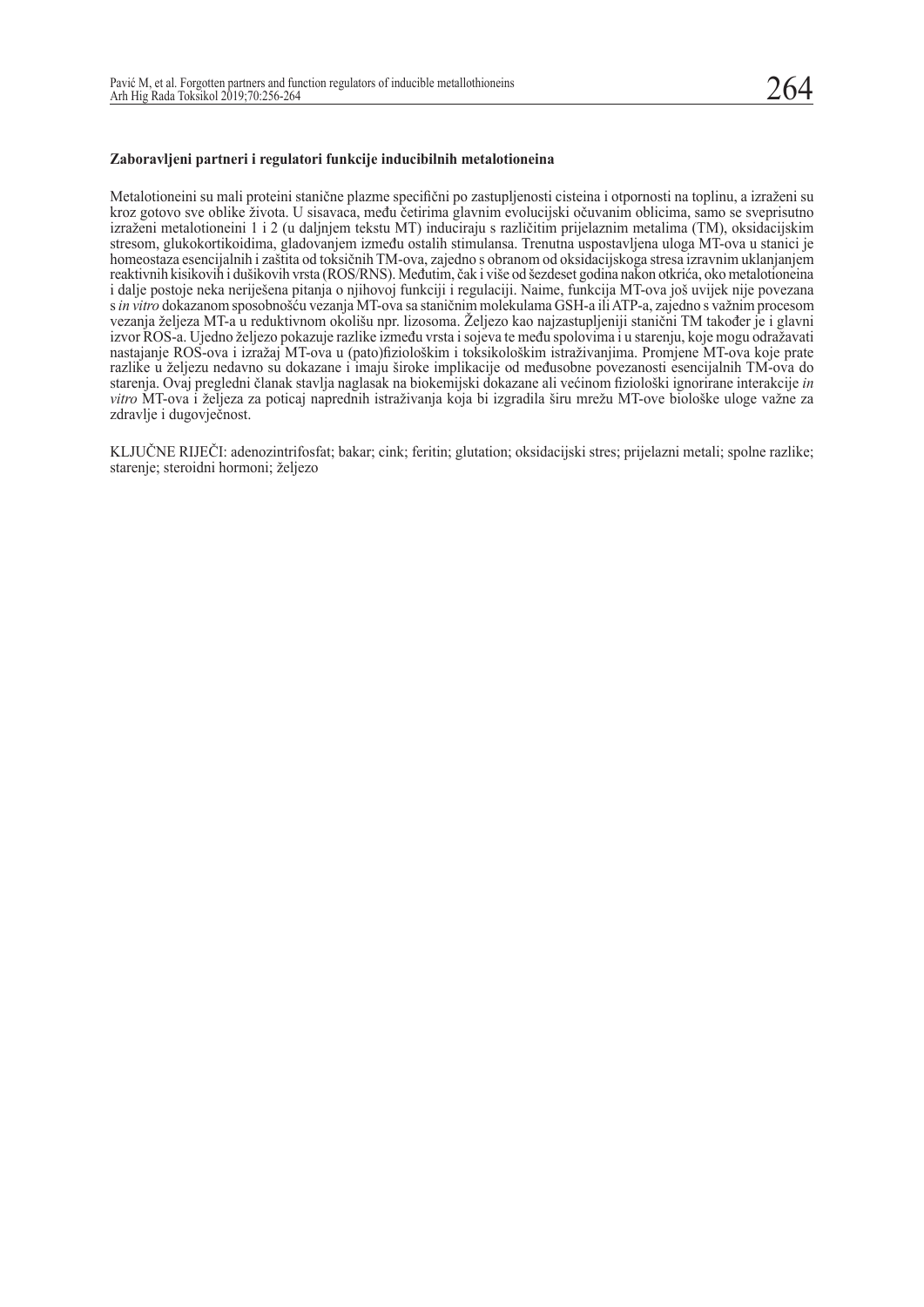**Zaboravljeni partneri i regulatori funkcije inducibilnih metalotioneina**

Metalotioneini su mali proteini stanične plazme specifični po zastupljenosti cisteina i otpornosti na toplinu, a izraženi su kroz gotovo sve oblike života. U sisavaca, među četirima glavnim evolucijski očuvanim oblicima, samo se sveprisutno izraženi metalotioneini 1 i 2 (u daljnjem tekstu MT) induciraju s različitim prijelaznim metalima (TM), oksidacijskim stresom, glukokortikoidima, gladovanjem između ostalih stimulansa. Trenutna uspostavljena uloga MT-ova u stanici je homeostaza esencijalnih i zaštita od toksičnih TM-ova, zajedno s obranom od oksidacijskoga stresa izravnim uklanjanjem reaktivnih kisikovih i dušikovih vrsta (ROS/RNS). Međutim, čak i više od šezdeset godina nakon otkrića, oko metalotioneina i dalje postoje neka neriješena pitanja o njihovoj funkciji i regulaciji. Naime, funkcija MT-ova još uvijek nije povezana s *in vitro* dokazanom sposobnošću vezanja MT-ova sa staničnim molekulama GSH-a ili ATP-a, zajedno s važnim procesom vezanja željeza MT-a u reduktivnom okolišu npr. lizosoma. Željezo kao najzastupljeniji stanični TM također je i glavni izvor ROS-a. Ujedno željezo pokazuje razlike između vrsta i sojeva te među spolovima i u starenju, koje mogu odražavati nastajanje ROS-ova i izražaj MT-ova u (pato)fiziološkim i toksikološkim istraživanjima. Promjene MT-ova koje prate razlike u željezu nedavno su dokazane i imaju široke implikacije od međusobne povezanosti esencijalnih TM-ova do starenja. Ovaj pregledni članak stavlja naglasak na biokemijski dokazane ali većinom fiziološki ignorirane interakcije *in vitro* MT-ova i željeza za poticaj naprednih istraživanja koja bi izgradila širu mrežu MT-ove biološke uloge važne za zdravlje i dugovječnost.

KLJUČNE RIJEČI: adenozintrifosfat; bakar; cink; feritin; glutation; oksidacijski stres; prijelazni metali; spolne razlike; starenje; steroidni hormoni; željezo